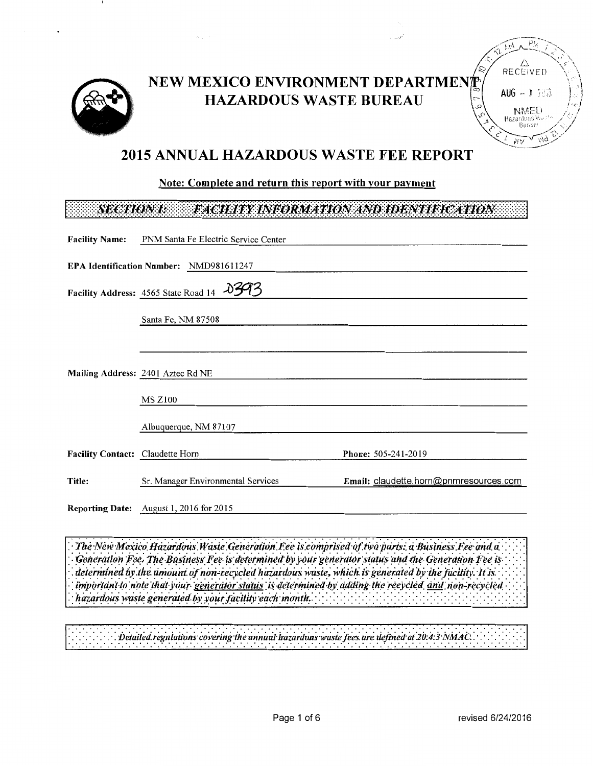# NEW MEXICO ENVIRONMENT DEPARTMENT
# HAZARDOUS WASTE BUREAU

RECEIVED AUG - 1 2016 NMED Hazardous Waste Bureau

## 2015 ANNUAL HAZARDOUS WASTE FEE REPORT

**Note: Complete and return this report with your payment**

### SECTION I: FACILITY INFORMATION AND IDENTIFICATION

**Facility Name:** PNM Santa Fe Electric Service Center

**EPA Identification Number:** NMD981611247

**Facility Address:** 4565 State Road 14 2393

Santa Fe, NM 87508

**Mailing Address:** 2401 Aztec Rd NE

MS Z100

Albuquerque, NM 87107

**Facility Contact:** Claudette Horn **Phone:** 505-241-2019

**Title:** Sr. Manager Environmental Services **Email:** claudette.horn@pnmresources.com

**Reporting Date:** August 1, 2016 for 2015

*The New Mexico Hazardous Waste Generation Fee is comprised of two parts: a Business Fee and a Generation Fee. The Business Fee is determined by your generator status and the Generation Fee is determined by the amount of non-recycled hazardous waste, which is generated by the facility. It is important to note that your generator status is determined by adding the recycled and non-recycled hazardous waste generated by your facility each month.*

*Detailed regulations covering the annual hazardous waste fees are defined at 20:4:3 NMAC.*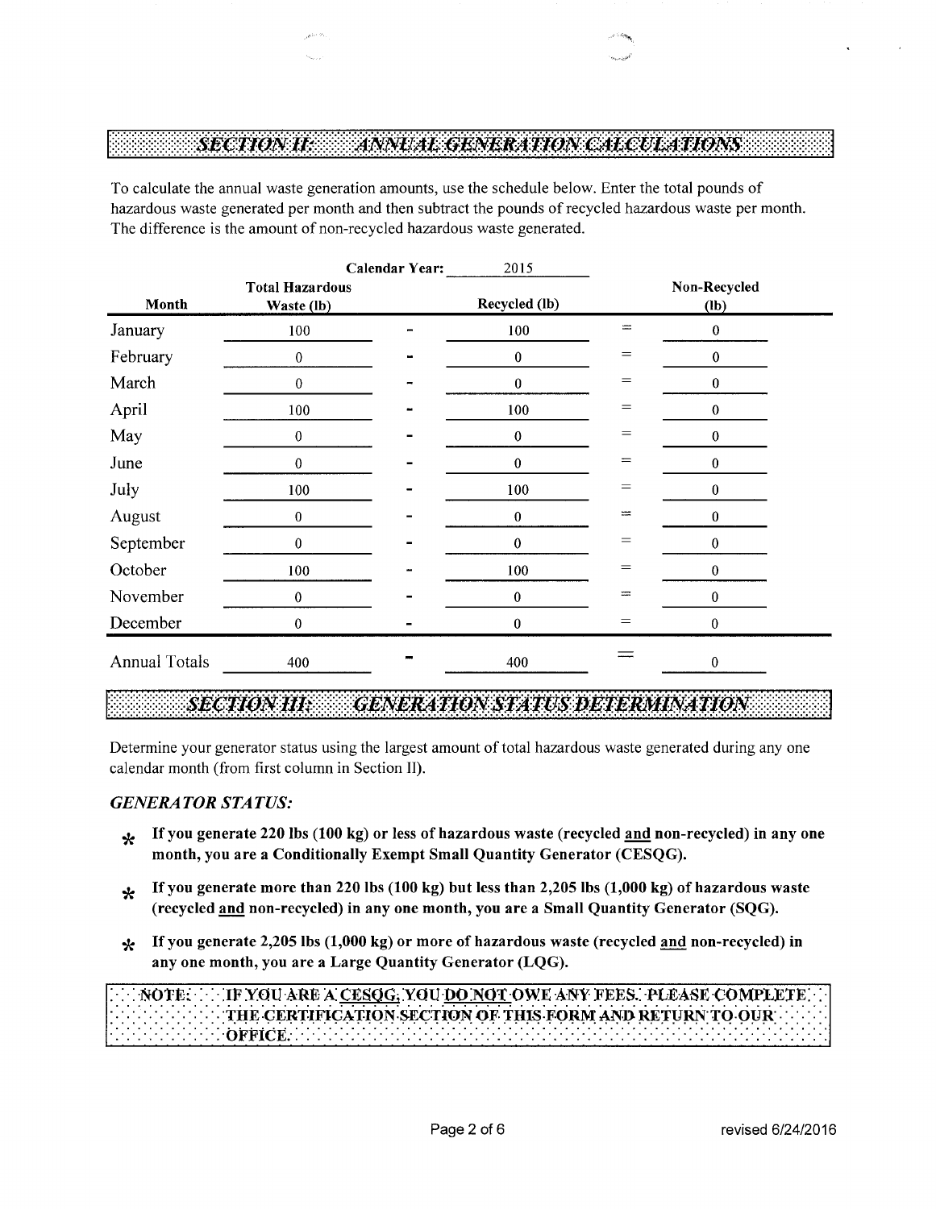## SECTION II: ANNUAL GENERATION CALCULATIONS

To calculate the annual waste generation amounts, use the schedule below. Enter the total pounds of hazardous waste generated per month and then subtract the pounds of recycled hazardous waste per month. The difference is the amount of non-recycled hazardous waste generated.

**Calendar Year:** 2015

| Month | Total Hazardous Waste (lb) | | Recycled (lb) | | Non-Recycled (lb) |
|---|---|---|---|---|---|
| January | 100 | - | 100 | = | 0 |
| February | 0 | - | 0 | = | 0 |
| March | 0 | - | 0 | = | 0 |
| April | 100 | - | 100 | = | 0 |
| May | 0 | - | 0 | = | 0 |
| June | 0 | - | 0 | = | 0 |
| July | 100 | - | 100 | = | 0 |
| August | 0 | - | 0 | = | 0 |
| September | 0 | - | 0 | = | 0 |
| October | 100 | - | 100 | = | 0 |
| November | 0 | - | 0 | = | 0 |
| December | 0 | - | 0 | = | 0 |
| Annual Totals | 400 | - | 400 | = | 0 |

## SECTION III: GENERATION STATUS DETERMINATION

Determine your generator status using the largest amount of total hazardous waste generated during any one calendar month (from first column in Section II).

### *GENERATOR STATUS:*

- **If you generate 220 lbs (100 kg) or less of hazardous waste (recycled and non-recycled) in any one month, you are a Conditionally Exempt Small Quantity Generator (CESQG).**
- **If you generate more than 220 lbs (100 kg) but less than 2,205 lbs (1,000 kg) of hazardous waste (recycled and non-recycled) in any one month, you are a Small Quantity Generator (SQG).**
- **If you generate 2,205 lbs (1,000 kg) or more of hazardous waste (recycled and non-recycled) in any one month, you are a Large Quantity Generator (LQG).**

**NOTE: IF YOU ARE A CESQG, YOU DO NOT OWE ANY FEES. PLEASE COMPLETE THE CERTIFICATION SECTION OF THIS FORM AND RETURN TO OUR OFFICE.**

revised 6/24/2016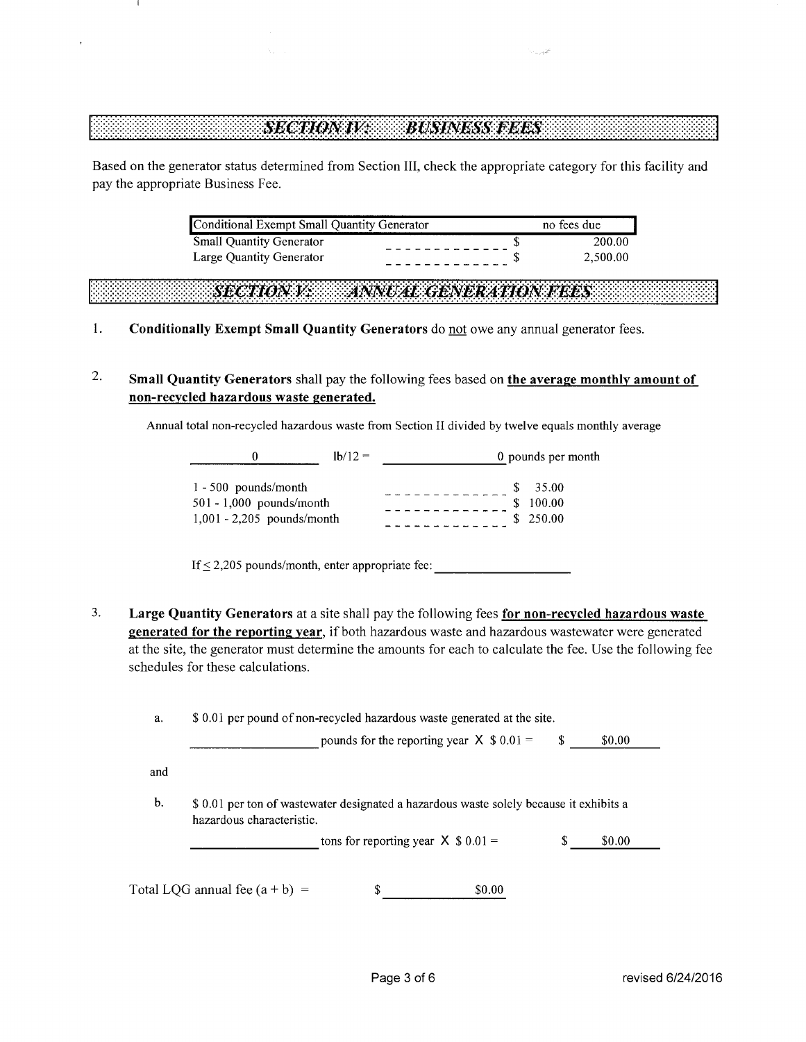## SECTION IV: BUSINESS FEES

Based on the generator status determined from Section III, check the appropriate category for this facility and pay the appropriate Business Fee.

| Category | | Fee |
|---|---|---|
| Conditional Exempt Small Quantity Generator | | no fees due |
| Small Quantity Generator | _ _ _ _ _ _ _ _ _ _ _ _ | $ 200.00 |
| Large Quantity Generator | _ _ _ _ _ _ _ _ _ _ _ _ | $ 2,500.00 |

## SECTION V: ANNUAL GENERATION FEES

1. **Conditionally Exempt Small Quantity Generators** do not owe any annual generator fees.

2. **Small Quantity Generators** shall pay the following fees based on **the average monthly amount of non-recycled hazardous waste generated.**

   Annual total non-recycled hazardous waste from Section II divided by twelve equals monthly average

   0 lb/12 = 0 pounds per month

   | Range | | Fee |
   |---|---|---|
   | 1 - 500 pounds/month | _ _ _ _ _ _ _ _ _ _ _ _ | $ 35.00 |
   | 501 - 1,000 pounds/month | _ _ _ _ _ _ _ _ _ _ _ _ | $ 100.00 |
   | 1,001 - 2,205 pounds/month | _ _ _ _ _ _ _ _ _ _ _ _ | $ 250.00 |

   If $\leq$ 2,205 pounds/month, enter appropriate fee: ____________________

3. **Large Quantity Generators** at a site shall pay the following fees **for non-recycled hazardous waste generated for the reporting year**, if both hazardous waste and hazardous wastewater were generated at the site, the generator must determine the amounts for each to calculate the fee. Use the following fee schedules for these calculations.

   a. $ 0.01 per pound of non-recycled hazardous waste generated at the site.

   ____________________ pounds for the reporting year X $ 0.01 = $ $0.00

   and

   b. $ 0.01 per ton of wastewater designated a hazardous waste solely because it exhibits a hazardous characteristic.

   ____________________ tons for reporting year X $ 0.01 = $ $0.00

Total LQG annual fee (a + b) = $ $0.00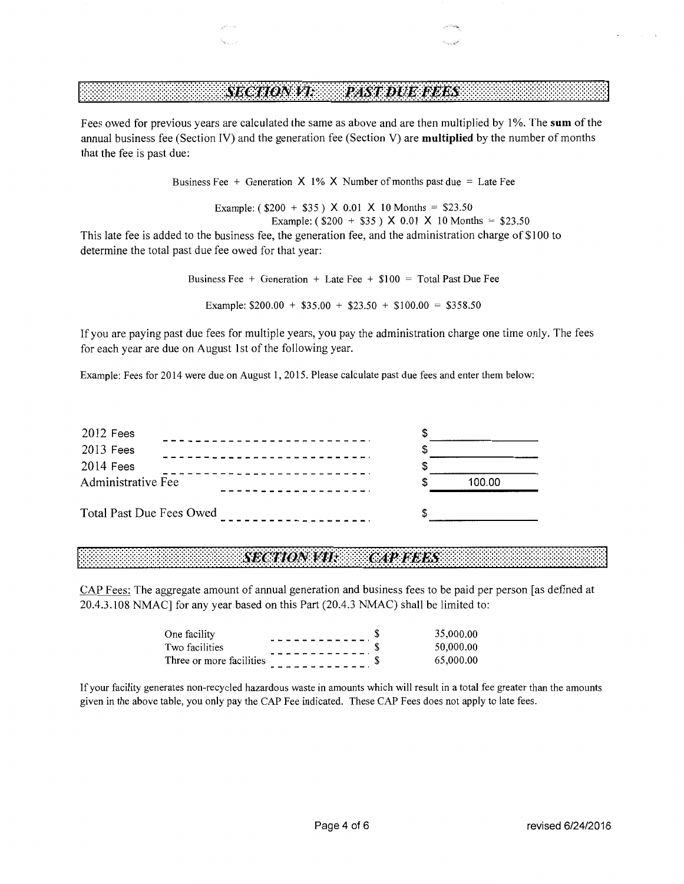## SECTION VI: PAST DUE FEES

Fees owed for previous years are calculated the same as above and are then multiplied by 1%. The **sum** of the annual business fee (Section IV) and the generation fee (Section V) are **multiplied** by the number of months that the fee is past due:

Business Fee + Generation X 1% X Number of months past due = Late Fee

Example: ( $200 + $35 ) X 0.01 X 10 Months = $23.50

Example: ( $200 + $35 ) X 0.01 X 10 Months = $23.50

This late fee is added to the business fee, the generation fee, and the administration charge of $100 to determine the total past due fee owed for that year:

Business Fee + Generation + Late Fee + $100 = Total Past Due Fee

Example: $200.00 + $35.00 + $23.50 + $100.00 = $358.50

If you are paying past due fees for multiple years, you pay the administration charge one time only. The fees for each year are due on August 1st of the following year.

Example: Fees for 2014 were due on August 1, 2015. Please calculate past due fees and enter them below:

| | |
|---|---|
| 2012 Fees | $ |
| 2013 Fees | $ |
| 2014 Fees | $ |
| Administrative Fee | $ 100.00 |
| Total Past Due Fees Owed | $ |

## SECTION VII: CAP FEES

CAP Fees: The aggregate amount of annual generation and business fees to be paid per person [as defined at 20.4.3.108 NMAC] for any year based on this Part (20.4.3 NMAC) shall be limited to:

| | |
|---|---|
| One facility | $ 35,000.00 |
| Two facilities | $ 50,000.00 |
| Three or more facilities | $ 65,000.00 |

If your facility generates non-recycled hazardous waste in amounts which will result in a total fee greater than the amounts given in the above table, you only pay the CAP Fee indicated. These CAP Fees does not apply to late fees.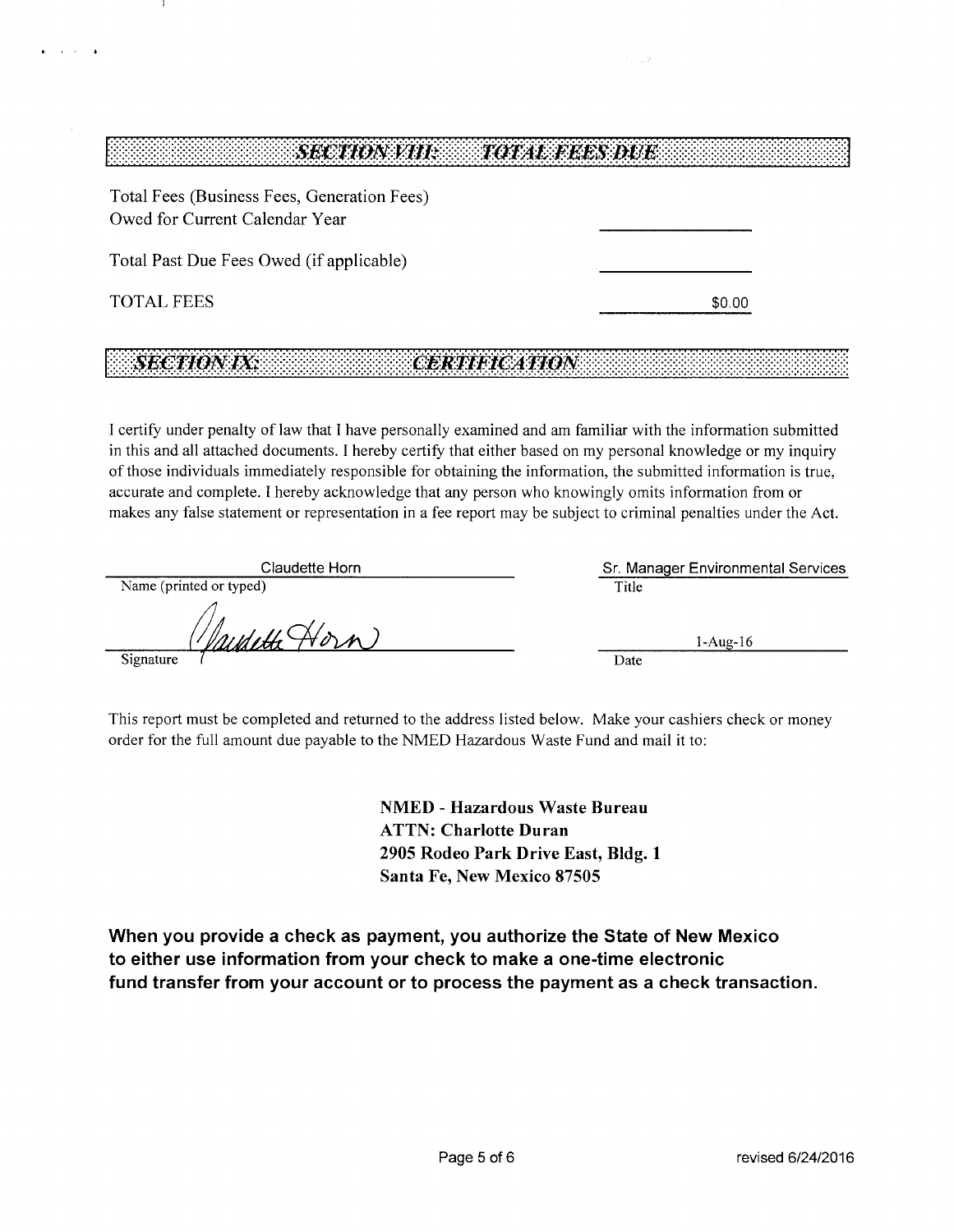## *SECTION VIII: TOTAL FEES DUE*

| | |
|---|---|
| Total Fees (Business Fees, Generation Fees) Owed for Current Calendar Year | |
| Total Past Due Fees Owed (if applicable) | |
| TOTAL FEES | $0.00 |

## *SECTION IX: CERTIFICATION*

I certify under penalty of law that I have personally examined and am familiar with the information submitted in this and all attached documents. I hereby certify that either based on my personal knowledge or my inquiry of those individuals immediately responsible for obtaining the information, the submitted information is true, accurate and complete. I hereby acknowledge that any person who knowingly omits information from or makes any false statement or representation in a fee report may be subject to criminal penalties under the Act.

| | |
|---|---|
| Claudette Horn | Sr. Manager Environmental Services |
| Name (printed or typed) | Title |
| Claudette Horn | 1-Aug-16 |
| Signature | Date |

This report must be completed and returned to the address listed below. Make your cashiers check or money order for the full amount due payable to the NMED Hazardous Waste Fund and mail it to:

**NMED - Hazardous Waste Bureau**
**ATTN: Charlotte Duran**
**2905 Rodeo Park Drive East, Bldg. 1**
**Santa Fe, New Mexico 87505**

**When you provide a check as payment, you authorize the State of New Mexico to either use information from your check to make a one-time electronic fund transfer from your account or to process the payment as a check transaction.**

revised 6/24/2016